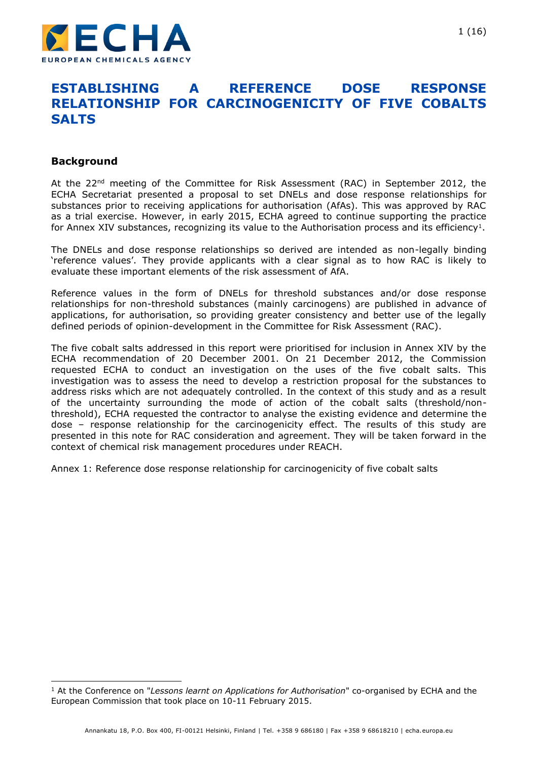# ESTABLISHING A REFERENCE DOSE RESPONSE RELATIONSHIP FOR CARCINOGENICITY OF FIVE COBALTS SALTS

## Background

At the 22nd meeting of the Committee for Risk Assessment (RAC) in September 2012, the ECHA Secretariat presented a proposal to set DNELs and dose response relationships for substances prior to receiving applications for authorisation (AfAs). This was approved by RAC as a trial exercise. However, in early 2015, ECHA agreed to continue supporting the practice for Annex XIV substances, recognizing its value to the Authorisation process and its efficiency[1].

The DNELs and dose response relationships so derived are intended as non-legally binding 'reference values'. They provide applicants with a clear signal as to how RAC is likely to evaluate these important elements of the risk assessment of AfA.

Reference values in the form of DNELs for threshold substances and/or dose response relationships for non-threshold substances (mainly carcinogens) are published in advance of applications, for authorisation, so providing greater consistency and better use of the legally defined periods of opinion-development in the Committee for Risk Assessment (RAC).

The five cobalt salts addressed in this report were prioritised for inclusion in Annex XIV by the ECHA recommendation of 20 December 2001. On 21 December 2012, the Commission requested ECHA to conduct an investigation on the uses of the five cobalt salts. This investigation was to assess the need to develop a restriction proposal for the substances to address risks which are not adequately controlled. In the context of this study and as a result of the uncertainty surrounding the mode of action of the cobalt salts (threshold/non-threshold), ECHA requested the contractor to analyse the existing evidence and determine the dose – response relationship for the carcinogenicity effect. The results of this study are presented in this note for RAC consideration and agreement. They will be taken forward in the context of chemical risk management procedures under REACH.

Annex 1: Reference dose response relationship for carcinogenicity of five cobalt salts

[1] At the Conference on "*Lessons learnt on Applications for Authorisation*" co-organised by ECHA and the European Commission that took place on 10-11 February 2015.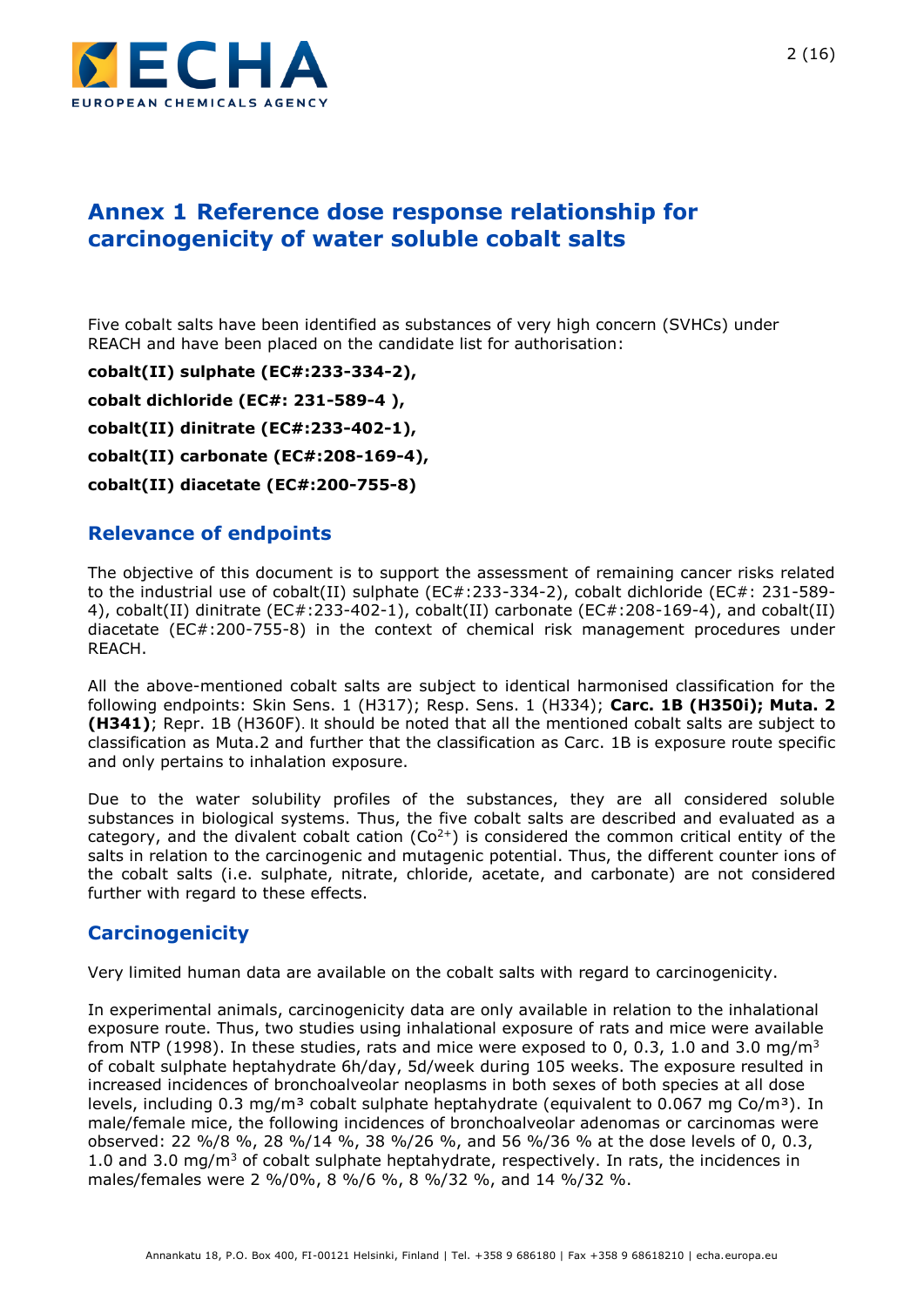# Annex 1 Reference dose response relationship for carcinogenicity of water soluble cobalt salts

Five cobalt salts have been identified as substances of very high concern (SVHCs) under REACH and have been placed on the candidate list for authorisation:

**cobalt(II) sulphate (EC#:233-334-2),**

**cobalt dichloride (EC#: 231-589-4 ),**

**cobalt(II) dinitrate (EC#:233-402-1),**

**cobalt(II) carbonate (EC#:208-169-4),**

**cobalt(II) diacetate (EC#:200-755-8)**

## Relevance of endpoints

The objective of this document is to support the assessment of remaining cancer risks related to the industrial use of cobalt(II) sulphate (EC#:233-334-2), cobalt dichloride (EC#: 231-589-4), cobalt(II) dinitrate (EC#:233-402-1), cobalt(II) carbonate (EC#:208-169-4), and cobalt(II) diacetate (EC#:200-755-8) in the context of chemical risk management procedures under REACH.

All the above-mentioned cobalt salts are subject to identical harmonised classification for the following endpoints: Skin Sens. 1 (H317); Resp. Sens. 1 (H334); **Carc. 1B (H350i); Muta. 2 (H341)**; Repr. 1B (H360F). It should be noted that all the mentioned cobalt salts are subject to classification as Muta.2 and further that the classification as Carc. 1B is exposure route specific and only pertains to inhalation exposure.

Due to the water solubility profiles of the substances, they are all considered soluble substances in biological systems. Thus, the five cobalt salts are described and evaluated as a category, and the divalent cobalt cation ($Co^{2+}$) is considered the common critical entity of the salts in relation to the carcinogenic and mutagenic potential. Thus, the different counter ions of the cobalt salts (i.e. sulphate, nitrate, chloride, acetate, and carbonate) are not considered further with regard to these effects.

## Carcinogenicity

Very limited human data are available on the cobalt salts with regard to carcinogenicity.

In experimental animals, carcinogenicity data are only available in relation to the inhalational exposure route. Thus, two studies using inhalational exposure of rats and mice were available from NTP (1998). In these studies, rats and mice were exposed to 0, 0.3, 1.0 and 3.0 mg/m$^3$ of cobalt sulphate heptahydrate 6h/day, 5d/week during 105 weeks. The exposure resulted in increased incidences of bronchoalveolar neoplasms in both sexes of both species at all dose levels, including 0.3 mg/m$^3$ cobalt sulphate heptahydrate (equivalent to 0.067 mg Co/m$^3$). In male/female mice, the following incidences of bronchoalveolar adenomas or carcinomas were observed: 22 %/8 %, 28 %/14 %, 38 %/26 %, and 56 %/36 % at the dose levels of 0, 0.3, 1.0 and 3.0 mg/m$^3$ of cobalt sulphate heptahydrate, respectively. In rats, the incidences in males/females were 2 %/0%, 8 %/6 %, 8 %/32 %, and 14 %/32 %.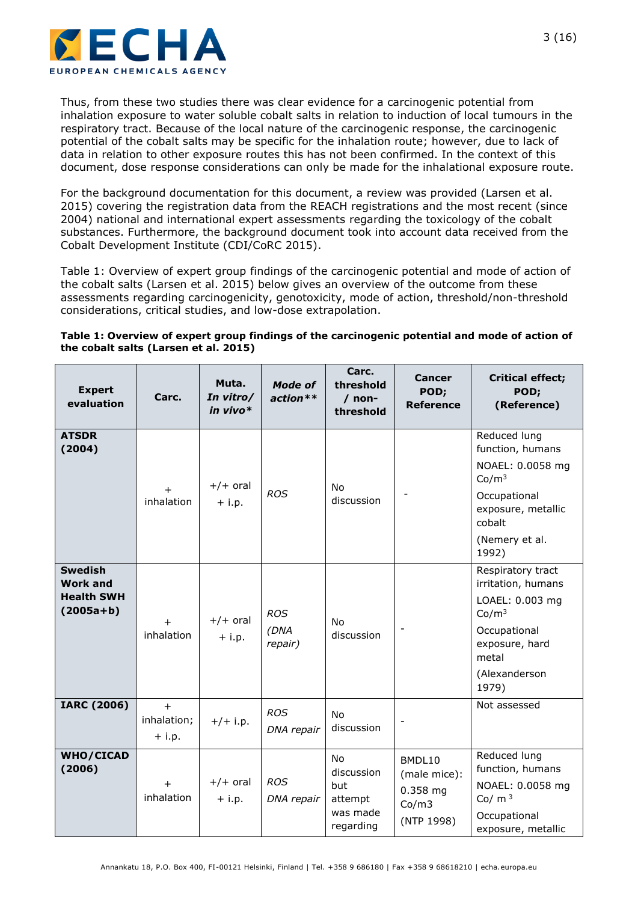Thus, from these two studies there was clear evidence for a carcinogenic potential from inhalation exposure to water soluble cobalt salts in relation to induction of local tumours in the respiratory tract. Because of the local nature of the carcinogenic response, the carcinogenic potential of the cobalt salts may be specific for the inhalation route; however, due to lack of data in relation to other exposure routes this has not been confirmed. In the context of this document, dose response considerations can only be made for the inhalational exposure route.

For the background documentation for this document, a review was provided (Larsen et al. 2015) covering the registration data from the REACH registrations and the most recent (since 2004) national and international expert assessments regarding the toxicology of the cobalt substances. Furthermore, the background document took into account data received from the Cobalt Development Institute (CDI/CoRC 2015).

Table 1: Overview of expert group findings of the carcinogenic potential and mode of action of the cobalt salts (Larsen et al. 2015) below gives an overview of the outcome from these assessments regarding carcinogenicity, genotoxicity, mode of action, threshold/non-threshold considerations, critical studies, and low-dose extrapolation.

**Table 1: Overview of expert group findings of the carcinogenic potential and mode of action of the cobalt salts (Larsen et al. 2015)**

| Expert evaluation | Carc. | Muta. *In vitro/ in vivo\** | *Mode of action\*\** | Carc. threshold / non-threshold | Cancer POD; Reference | Critical effect; POD; (Reference) |
|---|---|---|---|---|---|---|
| **ATSDR (2004)** | + inhalation | +/+ oral + i.p. | *ROS* | No discussion | - | Reduced lung function, humans NOAEL: 0.0058 mg $Co/m^3$ Occupational exposure, metallic cobalt (Nemery et al. 1992) |
| **Swedish Work and Health SWH (2005a+b)** | + inhalation | +/+ oral + i.p. | *ROS (DNA repair)* | No discussion | - | Respiratory tract irritation, humans LOAEL: 0.003 mg $Co/m^3$ Occupational exposure, hard metal (Alexanderson 1979) |
| **IARC (2006)** | + inhalation; + i.p. | +/+ i.p. | *ROS DNA repair* | No discussion | - | Not assessed |
| **WHO/CICAD (2006)** | + inhalation | +/+ oral + i.p. | *ROS DNA repair* | No discussion but attempt was made regarding | BMDL10 (male mice): 0.358 mg Co/m3 (NTP 1998) | Reduced lung function, humans NOAEL: 0.0058 mg $Co/m^3$ Occupational exposure, metallic |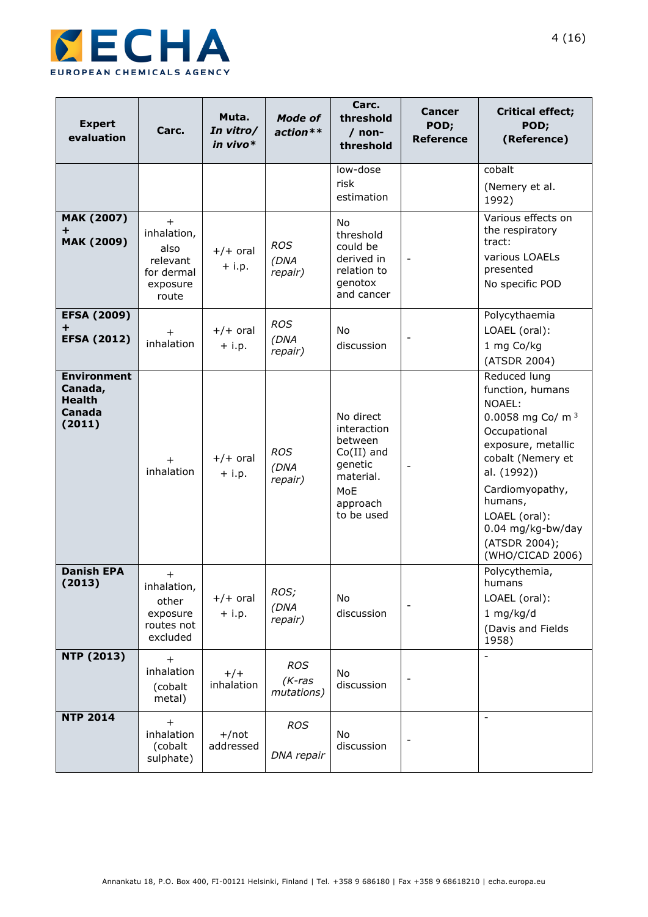| Expert evaluation | Carc. | Muta. *In vitro/ in vivo** | *Mode of action*** | Carc. threshold / non-threshold | Cancer POD; Reference | Critical effect; POD; (Reference) |
|---|---|---|---|---|---|---|
| | | | | low-dose risk estimation | | cobalt (Nemery et al. 1992) |
| **MAK (2007) + MAK (2009)** | + inhalation, also relevant for dermal exposure route | +/+ oral + i.p. | *ROS (DNA repair)* | No threshold could be derived in relation to genotox and cancer | - | Various effects on the respiratory tract: various LOAELs presented No specific POD |
| **EFSA (2009) + EFSA (2012)** | + inhalation | +/+ oral + i.p. | *ROS (DNA repair)* | No discussion | - | Polycythaemia LOAEL (oral): 1 mg Co/kg (ATSDR 2004) |
| **Environment Canada, Health Canada (2011)** | + inhalation | +/+ oral + i.p. | *ROS (DNA repair)* | No direct interaction between Co(II) and genetic material. MoE approach to be used | - | Reduced lung function, humans NOAEL: 0.0058 mg Co/ $m^3$ Occupational exposure, metallic cobalt (Nemery et al. (1992)) Cardiomyopathy, humans, LOAEL (oral): 0.04 mg/kg-bw/day (ATSDR 2004); (WHO/CICAD 2006) |
| **Danish EPA (2013)** | + inhalation, other exposure routes not excluded | +/+ oral + i.p. | *ROS; (DNA repair)* | No discussion | - | Polycythemia, humans LOAEL (oral): 1 mg/kg/d (Davis and Fields 1958) |
| **NTP (2013)** | + inhalation (cobalt metal) | +/+ inhalation | *ROS (K-ras mutations)* | No discussion | - | - |
| **NTP 2014** | + inhalation (cobalt sulphate) | +/not addressed | *ROS* *DNA repair* | No discussion | - | - |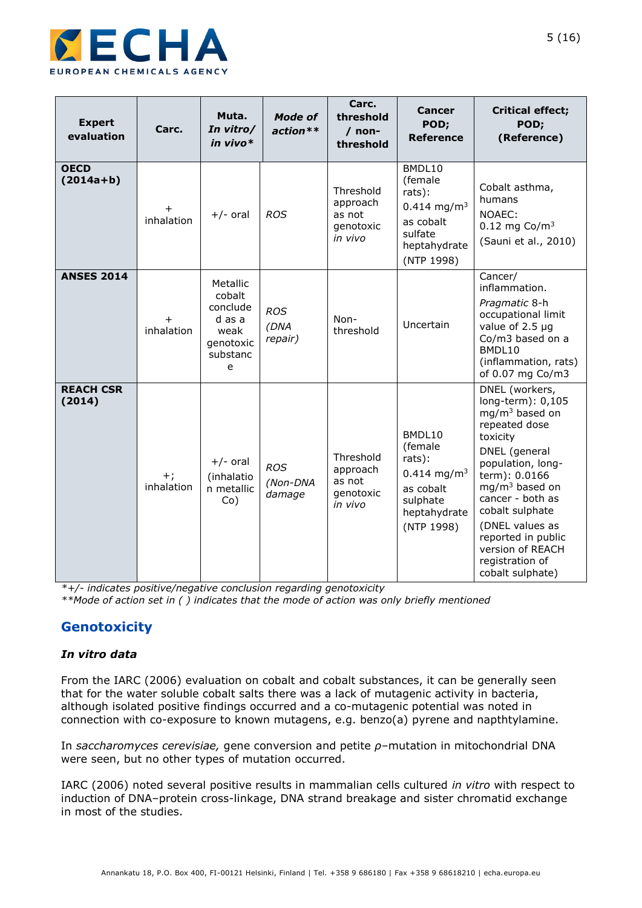| Expert evaluation | Carc. | Muta. *In vitro/ in vivo** | *Mode of action*** | Carc. threshold / non-threshold | Cancer POD; Reference | Critical effect; POD; (Reference) |
|---|---|---|---|---|---|---|
| **OECD (2014a+b)** | + inhalation | +/- oral | *ROS* | Threshold approach as not genotoxic *in vivo* | BMDL10 (female rats): 0.414 mg/m$^3$ as cobalt sulfate heptahydrate (NTP 1998) | Cobalt asthma, humans NOAEC: 0.12 mg Co/m$^3$ (Sauni et al., 2010) |
| **ANSES 2014** | + inhalation | Metallic cobalt concluded as a weak genotoxic substance | *ROS (DNA repair)* | Non-threshold | Uncertain | Cancer/ inflammation. *Pragmatic* 8-h occupational limit value of 2.5 µg Co/m3 based on a BMDL10 (inflammation, rats) of 0.07 mg Co/m3 |
| **REACH CSR (2014)** | +; inhalation | +/- oral (inhalation metallic Co) | *ROS (Non-DNA damage* | Threshold approach as not genotoxic *in vivo* | BMDL10 (female rats): 0.414 mg/m$^3$ as cobalt sulphate heptahydrate (NTP 1998) | DNEL (workers, long-term): 0,105 mg/m$^3$ based on repeated dose toxicity DNEL (general population, long-term): 0.0166 mg/m$^3$ based on cancer - both as cobalt sulphate (DNEL values as reported in public version of REACH registration of cobalt sulphate) |

*\*+/- indicates positive/negative conclusion regarding genotoxicity*
*\*\*Mode of action set in ( ) indicates that the mode of action was only briefly mentioned*

## Genotoxicity

### *In vitro data*

From the IARC (2006) evaluation on cobalt and cobalt substances, it can be generally seen that for the water soluble cobalt salts there was a lack of mutagenic activity in bacteria, although isolated positive findings occurred and a co-mutagenic potential was noted in connection with co-exposure to known mutagens, e.g. benzo(a) pyrene and napthtylamine.

In *saccharomyces cerevisiae,* gene conversion and petite ρ–mutation in mitochondrial DNA were seen, but no other types of mutation occurred.

IARC (2006) noted several positive results in mammalian cells cultured *in vitro* with respect to induction of DNA–protein cross-linkage, DNA strand breakage and sister chromatid exchange in most of the studies.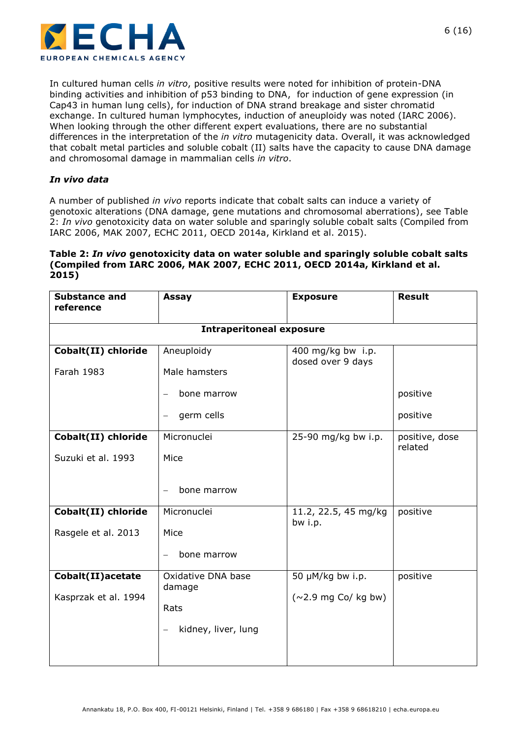In cultured human cells *in vitro*, positive results were noted for inhibition of protein-DNA binding activities and inhibition of p53 binding to DNA, for induction of gene expression (in Cap43 in human lung cells), for induction of DNA strand breakage and sister chromatid exchange. In cultured human lymphocytes, induction of aneuploidy was noted (IARC 2006). When looking through the other different expert evaluations, there are no substantial differences in the interpretation of the *in vitro* mutagenicity data. Overall, it was acknowledged that cobalt metal particles and soluble cobalt (II) salts have the capacity to cause DNA damage and chromosomal damage in mammalian cells *in vitro*.

### *In vivo data*

A number of published *in vivo* reports indicate that cobalt salts can induce a variety of genotoxic alterations (DNA damage, gene mutations and chromosomal aberrations), see Table 2: *In vivo* genotoxicity data on water soluble and sparingly soluble cobalt salts (Compiled from IARC 2006, MAK 2007, ECHC 2011, OECD 2014a, Kirkland et al. 2015).

**Table 2: *In vivo* genotoxicity data on water soluble and sparingly soluble cobalt salts (Compiled from IARC 2006, MAK 2007, ECHC 2011, OECD 2014a, Kirkland et al. 2015)**

| Substance and reference | Assay | Exposure | Result |
|---|---|---|---|
| | **Intraperitoneal exposure** | | |
| **Cobalt(II) chloride**<br>Farah 1983 | Aneuploidy<br>Male hamsters<br>– bone marrow<br>– germ cells | 400 mg/kg bw i.p. dosed over 9 days | <br><br>positive<br>positive |
| **Cobalt(II) chloride**<br>Suzuki et al. 1993 | Micronuclei<br>Mice<br>– bone marrow | 25-90 mg/kg bw i.p. | positive, dose related |
| **Cobalt(II) chloride**<br>Rasgele et al. 2013 | Micronuclei<br>Mice<br>– bone marrow | 11.2, 22.5, 45 mg/kg bw i.p. | positive |
| **Cobalt(II)acetate**<br>Kasprzak et al. 1994 | Oxidative DNA base damage<br>Rats<br>– kidney, liver, lung | 50 μM/kg bw i.p.<br>(~2.9 mg Co/ kg bw) | positive |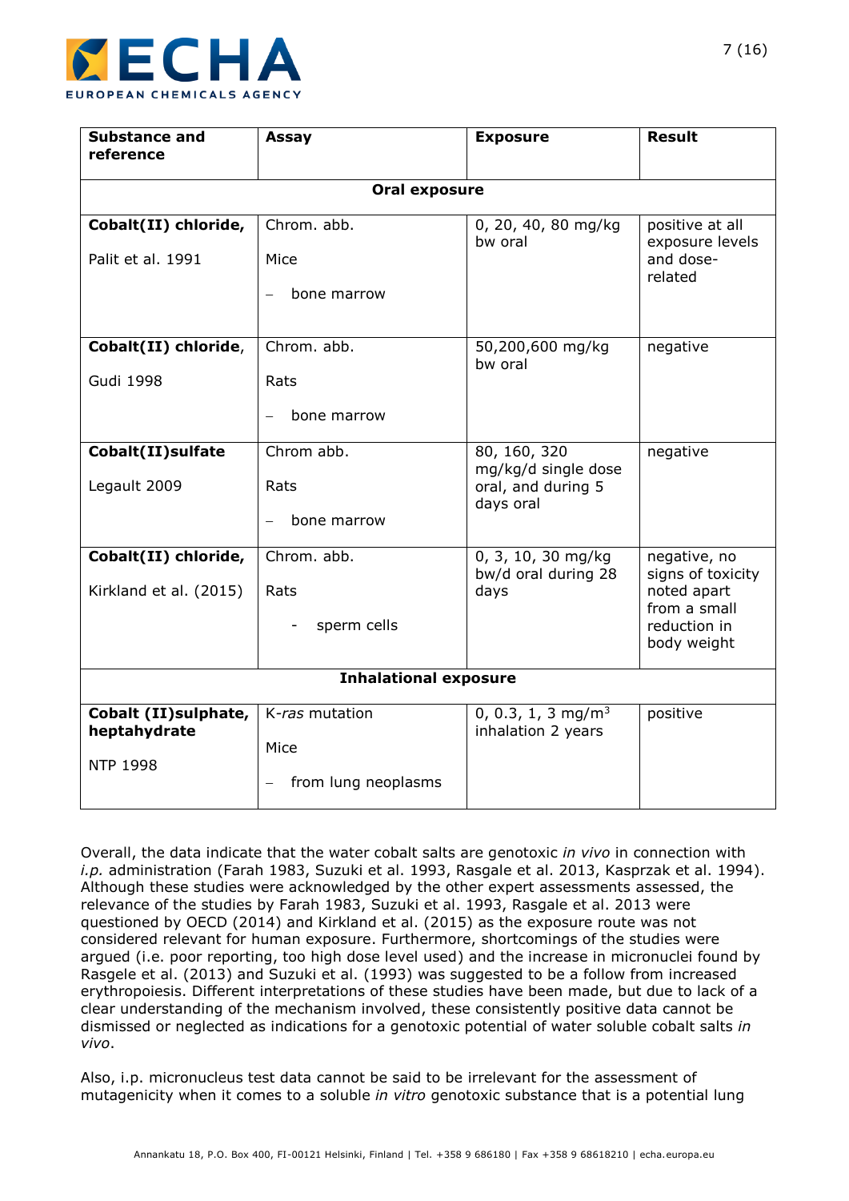| Substance and reference | Assay | Exposure | Result |
|---|---|---|---|
| **Oral exposure** | | | |
| **Cobalt(II) chloride,** Palit et al. 1991 | Chrom. abb. Mice – bone marrow | 0, 20, 40, 80 mg/kg bw oral | positive at all exposure levels and dose-related |
| **Cobalt(II) chloride**, Gudi 1998 | Chrom. abb. Rats – bone marrow | 50,200,600 mg/kg bw oral | negative |
| **Cobalt(II)sulfate** Legault 2009 | Chrom abb. Rats – bone marrow | 80, 160, 320 mg/kg/d single dose oral, and during 5 days oral | negative |
| **Cobalt(II) chloride,** Kirkland et al. (2015) | Chrom. abb. Rats - sperm cells | 0, 3, 10, 30 mg/kg bw/d oral during 28 days | negative, no signs of toxicity noted apart from a small reduction in body weight |
| **Inhalational exposure** | | | |
| **Cobalt (II)sulphate, heptahydrate** NTP 1998 | K-*ras* mutation Mice – from lung neoplasms | 0, 0.3, 1, 3 $mg/m^3$ inhalation 2 years | positive |

Overall, the data indicate that the water cobalt salts are genotoxic *in vivo* in connection with *i.p.* administration (Farah 1983, Suzuki et al. 1993, Rasgale et al. 2013, Kasprzak et al. 1994). Although these studies were acknowledged by the other expert assessments assessed, the relevance of the studies by Farah 1983, Suzuki et al. 1993, Rasgale et al. 2013 were questioned by OECD (2014) and Kirkland et al. (2015) as the exposure route was not considered relevant for human exposure. Furthermore, shortcomings of the studies were argued (i.e. poor reporting, too high dose level used) and the increase in micronuclei found by Rasgele et al. (2013) and Suzuki et al. (1993) was suggested to be a follow from increased erythropoiesis. Different interpretations of these studies have been made, but due to lack of a clear understanding of the mechanism involved, these consistently positive data cannot be dismissed or neglected as indications for a genotoxic potential of water soluble cobalt salts *in vivo*.

Also, i.p. micronucleus test data cannot be said to be irrelevant for the assessment of mutagenicity when it comes to a soluble *in vitro* genotoxic substance that is a potential lung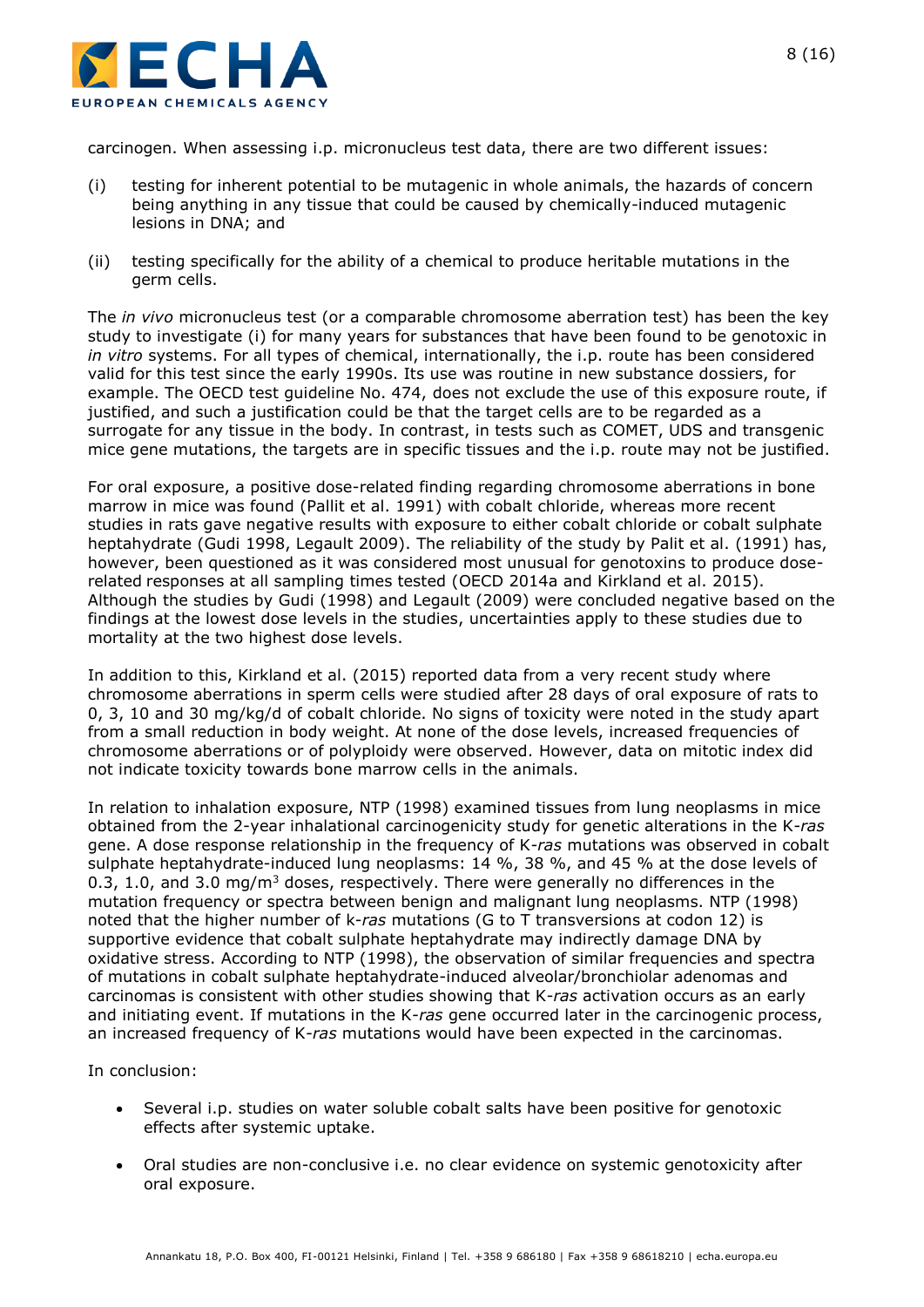carcinogen. When assessing i.p. micronucleus test data, there are two different issues:

(i) testing for inherent potential to be mutagenic in whole animals, the hazards of concern being anything in any tissue that could be caused by chemically-induced mutagenic lesions in DNA; and

(ii) testing specifically for the ability of a chemical to produce heritable mutations in the germ cells.

The *in vivo* micronucleus test (or a comparable chromosome aberration test) has been the key study to investigate (i) for many years for substances that have been found to be genotoxic in *in vitro* systems. For all types of chemical, internationally, the i.p. route has been considered valid for this test since the early 1990s. Its use was routine in new substance dossiers, for example. The OECD test guideline No. 474, does not exclude the use of this exposure route, if justified, and such a justification could be that the target cells are to be regarded as a surrogate for any tissue in the body. In contrast, in tests such as COMET, UDS and transgenic mice gene mutations, the targets are in specific tissues and the i.p. route may not be justified.

For oral exposure, a positive dose-related finding regarding chromosome aberrations in bone marrow in mice was found (Pallit et al. 1991) with cobalt chloride, whereas more recent studies in rats gave negative results with exposure to either cobalt chloride or cobalt sulphate heptahydrate (Gudi 1998, Legault 2009). The reliability of the study by Palit et al. (1991) has, however, been questioned as it was considered most unusual for genotoxins to produce dose-related responses at all sampling times tested (OECD 2014a and Kirkland et al. 2015). Although the studies by Gudi (1998) and Legault (2009) were concluded negative based on the findings at the lowest dose levels in the studies, uncertainties apply to these studies due to mortality at the two highest dose levels.

In addition to this, Kirkland et al. (2015) reported data from a very recent study where chromosome aberrations in sperm cells were studied after 28 days of oral exposure of rats to 0, 3, 10 and 30 mg/kg/d of cobalt chloride. No signs of toxicity were noted in the study apart from a small reduction in body weight. At none of the dose levels, increased frequencies of chromosome aberrations or of polyploidy were observed. However, data on mitotic index did not indicate toxicity towards bone marrow cells in the animals.

In relation to inhalation exposure, NTP (1998) examined tissues from lung neoplasms in mice obtained from the 2-year inhalational carcinogenicity study for genetic alterations in the K-*ras* gene. A dose response relationship in the frequency of K-*ras* mutations was observed in cobalt sulphate heptahydrate-induced lung neoplasms: 14 %, 38 %, and 45 % at the dose levels of 0.3, 1.0, and 3.0 mg/m$^3$ doses, respectively. There were generally no differences in the mutation frequency or spectra between benign and malignant lung neoplasms. NTP (1998) noted that the higher number of k-*ras* mutations (G to T transversions at codon 12) is supportive evidence that cobalt sulphate heptahydrate may indirectly damage DNA by oxidative stress. According to NTP (1998), the observation of similar frequencies and spectra of mutations in cobalt sulphate heptahydrate-induced alveolar/bronchiolar adenomas and carcinomas is consistent with other studies showing that K-*ras* activation occurs as an early and initiating event. If mutations in the K-*ras* gene occurred later in the carcinogenic process, an increased frequency of K-*ras* mutations would have been expected in the carcinomas.

In conclusion:

- Several i.p. studies on water soluble cobalt salts have been positive for genotoxic effects after systemic uptake.
- Oral studies are non-conclusive i.e. no clear evidence on systemic genotoxicity after oral exposure.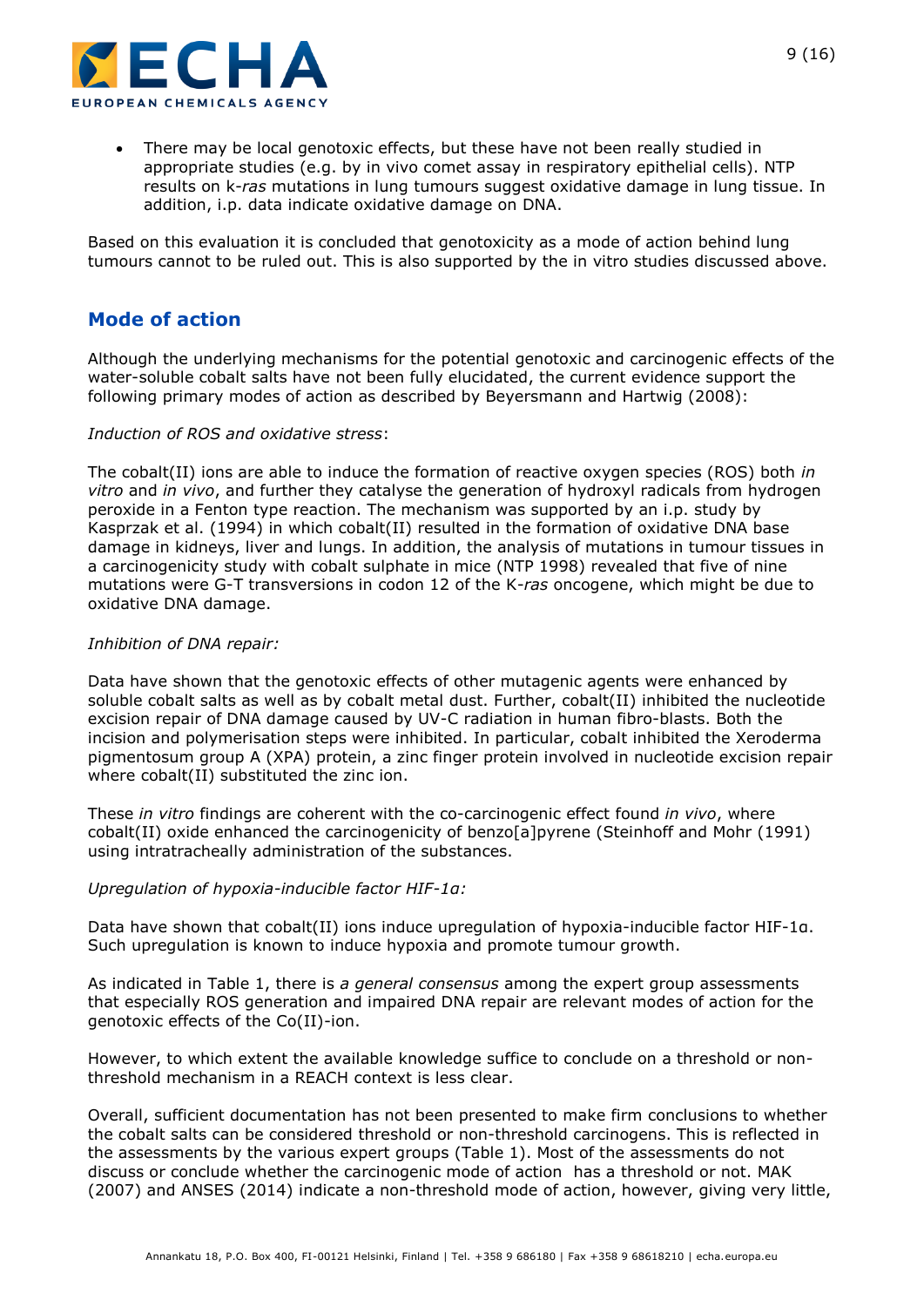- There may be local genotoxic effects, but these have not been really studied in appropriate studies (e.g. by in vivo comet assay in respiratory epithelial cells). NTP results on k-*ras* mutations in lung tumours suggest oxidative damage in lung tissue. In addition, i.p. data indicate oxidative damage on DNA.

Based on this evaluation it is concluded that genotoxicity as a mode of action behind lung tumours cannot to be ruled out. This is also supported by the in vitro studies discussed above.

## Mode of action

Although the underlying mechanisms for the potential genotoxic and carcinogenic effects of the water-soluble cobalt salts have not been fully elucidated, the current evidence support the following primary modes of action as described by Beyersmann and Hartwig (2008):

*Induction of ROS and oxidative stress*:

The cobalt(II) ions are able to induce the formation of reactive oxygen species (ROS) both *in vitro* and *in vivo*, and further they catalyse the generation of hydroxyl radicals from hydrogen peroxide in a Fenton type reaction. The mechanism was supported by an i.p. study by Kasprzak et al. (1994) in which cobalt(II) resulted in the formation of oxidative DNA base damage in kidneys, liver and lungs. In addition, the analysis of mutations in tumour tissues in a carcinogenicity study with cobalt sulphate in mice (NTP 1998) revealed that five of nine mutations were G-T transversions in codon 12 of the K-*ras* oncogene, which might be due to oxidative DNA damage.

*Inhibition of DNA repair:*

Data have shown that the genotoxic effects of other mutagenic agents were enhanced by soluble cobalt salts as well as by cobalt metal dust. Further, cobalt(II) inhibited the nucleotide excision repair of DNA damage caused by UV-C radiation in human fibro-blasts. Both the incision and polymerisation steps were inhibited. In particular, cobalt inhibited the Xeroderma pigmentosum group A (XPA) protein, a zinc finger protein involved in nucleotide excision repair where cobalt(II) substituted the zinc ion.

These *in vitro* findings are coherent with the co-carcinogenic effect found *in vivo*, where cobalt(II) oxide enhanced the carcinogenicity of benzo[a]pyrene (Steinhoff and Mohr (1991) using intratracheally administration of the substances.

*Upregulation of hypoxia-inducible factor HIF-1α:*

Data have shown that cobalt(II) ions induce upregulation of hypoxia-inducible factor HIF-1α. Such upregulation is known to induce hypoxia and promote tumour growth.

As indicated in Table 1, there is *a general consensus* among the expert group assessments that especially ROS generation and impaired DNA repair are relevant modes of action for the genotoxic effects of the Co(II)-ion.

However, to which extent the available knowledge suffice to conclude on a threshold or non-threshold mechanism in a REACH context is less clear.

Overall, sufficient documentation has not been presented to make firm conclusions to whether the cobalt salts can be considered threshold or non-threshold carcinogens. This is reflected in the assessments by the various expert groups (Table 1). Most of the assessments do not discuss or conclude whether the carcinogenic mode of action has a threshold or not. MAK (2007) and ANSES (2014) indicate a non-threshold mode of action, however, giving very little,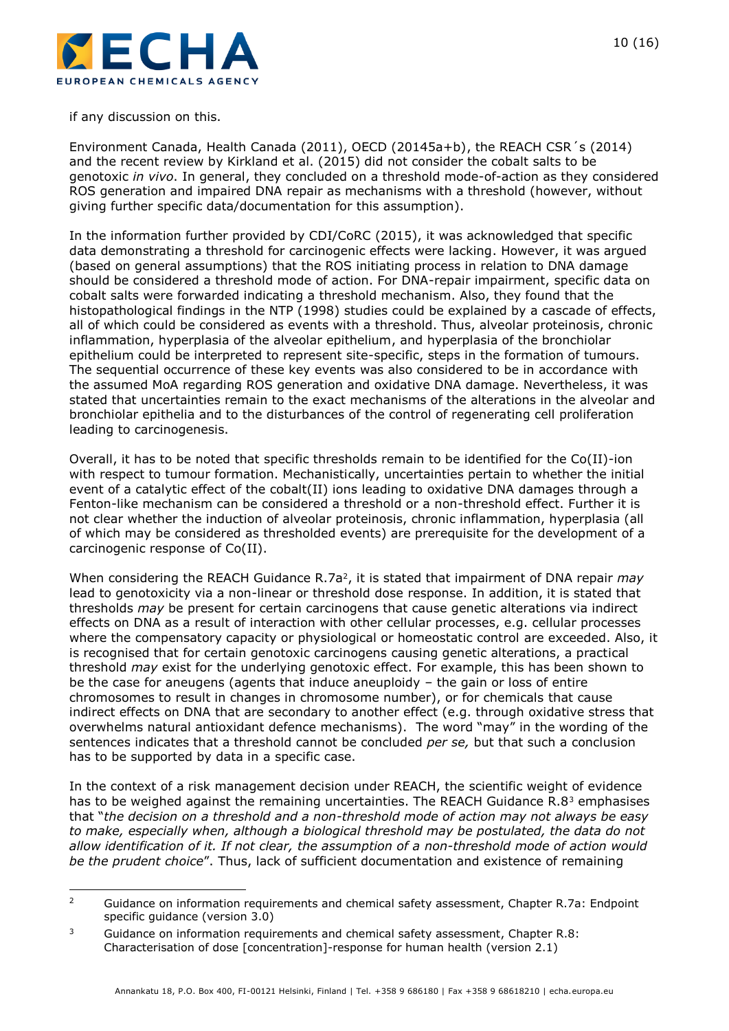if any discussion on this.

Environment Canada, Health Canada (2011), OECD (20145a+b), the REACH CSR´s (2014) and the recent review by Kirkland et al. (2015) did not consider the cobalt salts to be genotoxic *in vivo*. In general, they concluded on a threshold mode-of-action as they considered ROS generation and impaired DNA repair as mechanisms with a threshold (however, without giving further specific data/documentation for this assumption).

In the information further provided by CDI/CoRC (2015), it was acknowledged that specific data demonstrating a threshold for carcinogenic effects were lacking. However, it was argued (based on general assumptions) that the ROS initiating process in relation to DNA damage should be considered a threshold mode of action. For DNA-repair impairment, specific data on cobalt salts were forwarded indicating a threshold mechanism. Also, they found that the histopathological findings in the NTP (1998) studies could be explained by a cascade of effects, all of which could be considered as events with a threshold. Thus, alveolar proteinosis, chronic inflammation, hyperplasia of the alveolar epithelium, and hyperplasia of the bronchiolar epithelium could be interpreted to represent site-specific, steps in the formation of tumours. The sequential occurrence of these key events was also considered to be in accordance with the assumed MoA regarding ROS generation and oxidative DNA damage. Nevertheless, it was stated that uncertainties remain to the exact mechanisms of the alterations in the alveolar and bronchiolar epithelia and to the disturbances of the control of regenerating cell proliferation leading to carcinogenesis.

Overall, it has to be noted that specific thresholds remain to be identified for the Co(II)-ion with respect to tumour formation. Mechanistically, uncertainties pertain to whether the initial event of a catalytic effect of the cobalt(II) ions leading to oxidative DNA damages through a Fenton-like mechanism can be considered a threshold or a non-threshold effect. Further it is not clear whether the induction of alveolar proteinosis, chronic inflammation, hyperplasia (all of which may be considered as thresholded events) are prerequisite for the development of a carcinogenic response of Co(II).

When considering the REACH Guidance R.7a[2], it is stated that impairment of DNA repair *may* lead to genotoxicity via a non-linear or threshold dose response. In addition, it is stated that thresholds *may* be present for certain carcinogens that cause genetic alterations via indirect effects on DNA as a result of interaction with other cellular processes, e.g. cellular processes where the compensatory capacity or physiological or homeostatic control are exceeded. Also, it is recognised that for certain genotoxic carcinogens causing genetic alterations, a practical threshold *may* exist for the underlying genotoxic effect. For example, this has been shown to be the case for aneugens (agents that induce aneuploidy – the gain or loss of entire chromosomes to result in changes in chromosome number), or for chemicals that cause indirect effects on DNA that are secondary to another effect (e.g. through oxidative stress that overwhelms natural antioxidant defence mechanisms). The word "may" in the wording of the sentences indicates that a threshold cannot be concluded *per se,* but that such a conclusion has to be supported by data in a specific case.

In the context of a risk management decision under REACH, the scientific weight of evidence has to be weighed against the remaining uncertainties. The REACH Guidance R.8[3] emphasises that "*the decision on a threshold and a non-threshold mode of action may not always be easy to make, especially when, although a biological threshold may be postulated, the data do not allow identification of it. If not clear, the assumption of a non-threshold mode of action would be the prudent choice*". Thus, lack of sufficient documentation and existence of remaining

---

[2] Guidance on information requirements and chemical safety assessment, Chapter R.7a: Endpoint specific guidance (version 3.0)

[3] Guidance on information requirements and chemical safety assessment, Chapter R.8: Characterisation of dose [concentration]-response for human health (version 2.1)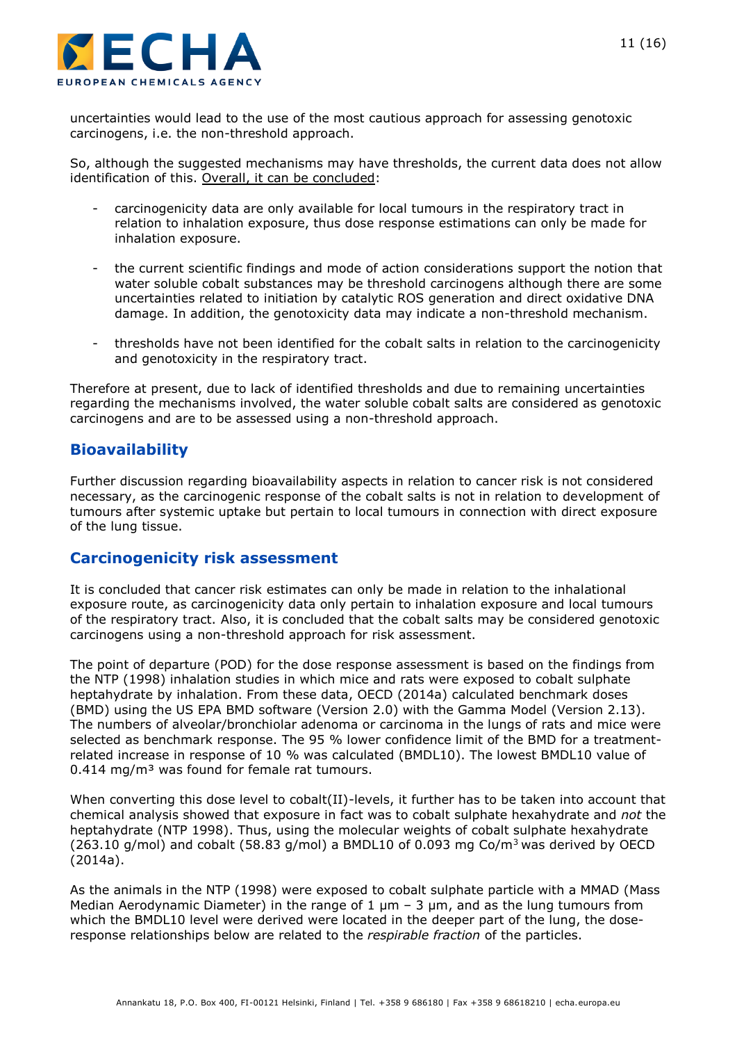uncertainties would lead to the use of the most cautious approach for assessing genotoxic carcinogens, i.e. the non-threshold approach.

So, although the suggested mechanisms may have thresholds, the current data does not allow identification of this. Overall, it can be concluded:

- carcinogenicity data are only available for local tumours in the respiratory tract in relation to inhalation exposure, thus dose response estimations can only be made for inhalation exposure.

- the current scientific findings and mode of action considerations support the notion that water soluble cobalt substances may be threshold carcinogens although there are some uncertainties related to initiation by catalytic ROS generation and direct oxidative DNA damage. In addition, the genotoxicity data may indicate a non-threshold mechanism.

- thresholds have not been identified for the cobalt salts in relation to the carcinogenicity and genotoxicity in the respiratory tract.

Therefore at present, due to lack of identified thresholds and due to remaining uncertainties regarding the mechanisms involved, the water soluble cobalt salts are considered as genotoxic carcinogens and are to be assessed using a non-threshold approach.

## Bioavailability

Further discussion regarding bioavailability aspects in relation to cancer risk is not considered necessary, as the carcinogenic response of the cobalt salts is not in relation to development of tumours after systemic uptake but pertain to local tumours in connection with direct exposure of the lung tissue.

## Carcinogenicity risk assessment

It is concluded that cancer risk estimates can only be made in relation to the inhalational exposure route, as carcinogenicity data only pertain to inhalation exposure and local tumours of the respiratory tract. Also, it is concluded that the cobalt salts may be considered genotoxic carcinogens using a non-threshold approach for risk assessment.

The point of departure (POD) for the dose response assessment is based on the findings from the NTP (1998) inhalation studies in which mice and rats were exposed to cobalt sulphate heptahydrate by inhalation. From these data, OECD (2014a) calculated benchmark doses (BMD) using the US EPA BMD software (Version 2.0) with the Gamma Model (Version 2.13). The numbers of alveolar/bronchiolar adenoma or carcinoma in the lungs of rats and mice were selected as benchmark response. The 95 % lower confidence limit of the BMD for a treatment-related increase in response of 10 % was calculated (BMDL10). The lowest BMDL10 value of 0.414 mg/m³ was found for female rat tumours.

When converting this dose level to cobalt(II)-levels, it further has to be taken into account that chemical analysis showed that exposure in fact was to cobalt sulphate hexahydrate and *not* the heptahydrate (NTP 1998). Thus, using the molecular weights of cobalt sulphate hexahydrate (263.10 g/mol) and cobalt (58.83 g/mol) a BMDL10 of 0.093 mg Co/m³ was derived by OECD (2014a).

As the animals in the NTP (1998) were exposed to cobalt sulphate particle with a MMAD (Mass Median Aerodynamic Diameter) in the range of 1 µm – 3 µm, and as the lung tumours from which the BMDL10 level were derived were located in the deeper part of the lung, the dose-response relationships below are related to the *respirable fraction* of the particles.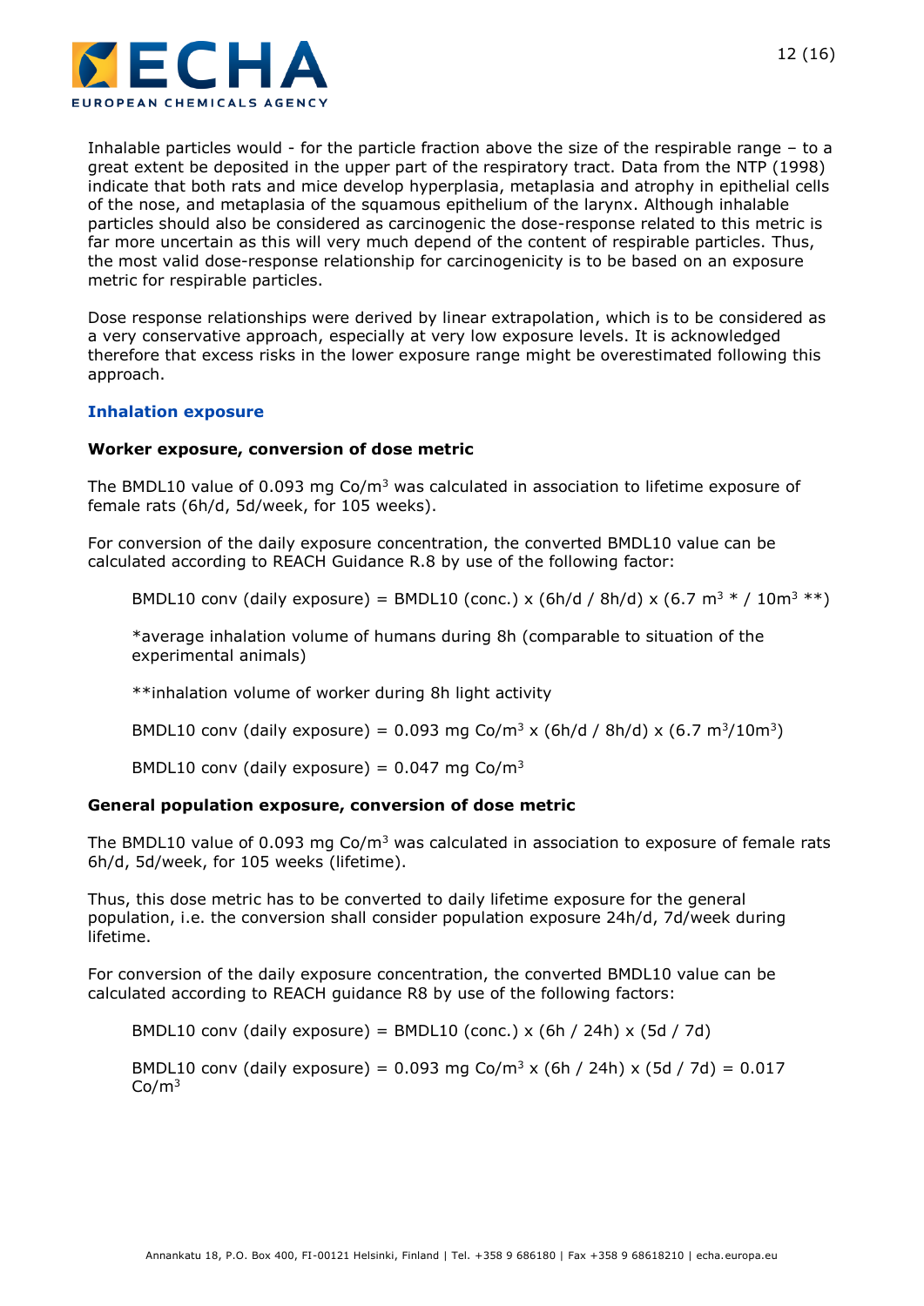Inhalable particles would - for the particle fraction above the size of the respirable range – to a great extent be deposited in the upper part of the respiratory tract. Data from the NTP (1998) indicate that both rats and mice develop hyperplasia, metaplasia and atrophy in epithelial cells of the nose, and metaplasia of the squamous epithelium of the larynx. Although inhalable particles should also be considered as carcinogenic the dose-response related to this metric is far more uncertain as this will very much depend of the content of respirable particles. Thus, the most valid dose-response relationship for carcinogenicity is to be based on an exposure metric for respirable particles.

Dose response relationships were derived by linear extrapolation, which is to be considered as a very conservative approach, especially at very low exposure levels. It is acknowledged therefore that excess risks in the lower exposure range might be overestimated following this approach.

### Inhalation exposure

**Worker exposure, conversion of dose metric**

The BMDL10 value of 0.093 mg Co/$m^3$ was calculated in association to lifetime exposure of female rats (6h/d, 5d/week, for 105 weeks).

For conversion of the daily exposure concentration, the converted BMDL10 value can be calculated according to REACH Guidance R.8 by use of the following factor:

BMDL10 conv (daily exposure) = BMDL10 (conc.) x (6h/d / 8h/d) x (6.7 $m^3$ * / 10$m^3$ **)

*average inhalation volume of humans during 8h (comparable to situation of the experimental animals)

**inhalation volume of worker during 8h light activity

BMDL10 conv (daily exposure) = 0.093 mg Co/$m^3$ x (6h/d / 8h/d) x (6.7 $m^3$/10$m^3$)

BMDL10 conv (daily exposure) = 0.047 mg Co/$m^3$

**General population exposure, conversion of dose metric**

The BMDL10 value of 0.093 mg Co/$m^3$ was calculated in association to exposure of female rats 6h/d, 5d/week, for 105 weeks (lifetime).

Thus, this dose metric has to be converted to daily lifetime exposure for the general population, i.e. the conversion shall consider population exposure 24h/d, 7d/week during lifetime.

For conversion of the daily exposure concentration, the converted BMDL10 value can be calculated according to REACH guidance R8 by use of the following factors:

BMDL10 conv (daily exposure) = BMDL10 (conc.) x (6h / 24h) x (5d / 7d)

BMDL10 conv (daily exposure) = 0.093 mg Co/$m^3$ x (6h / 24h) x (5d / 7d) = 0.017 Co/$m^3$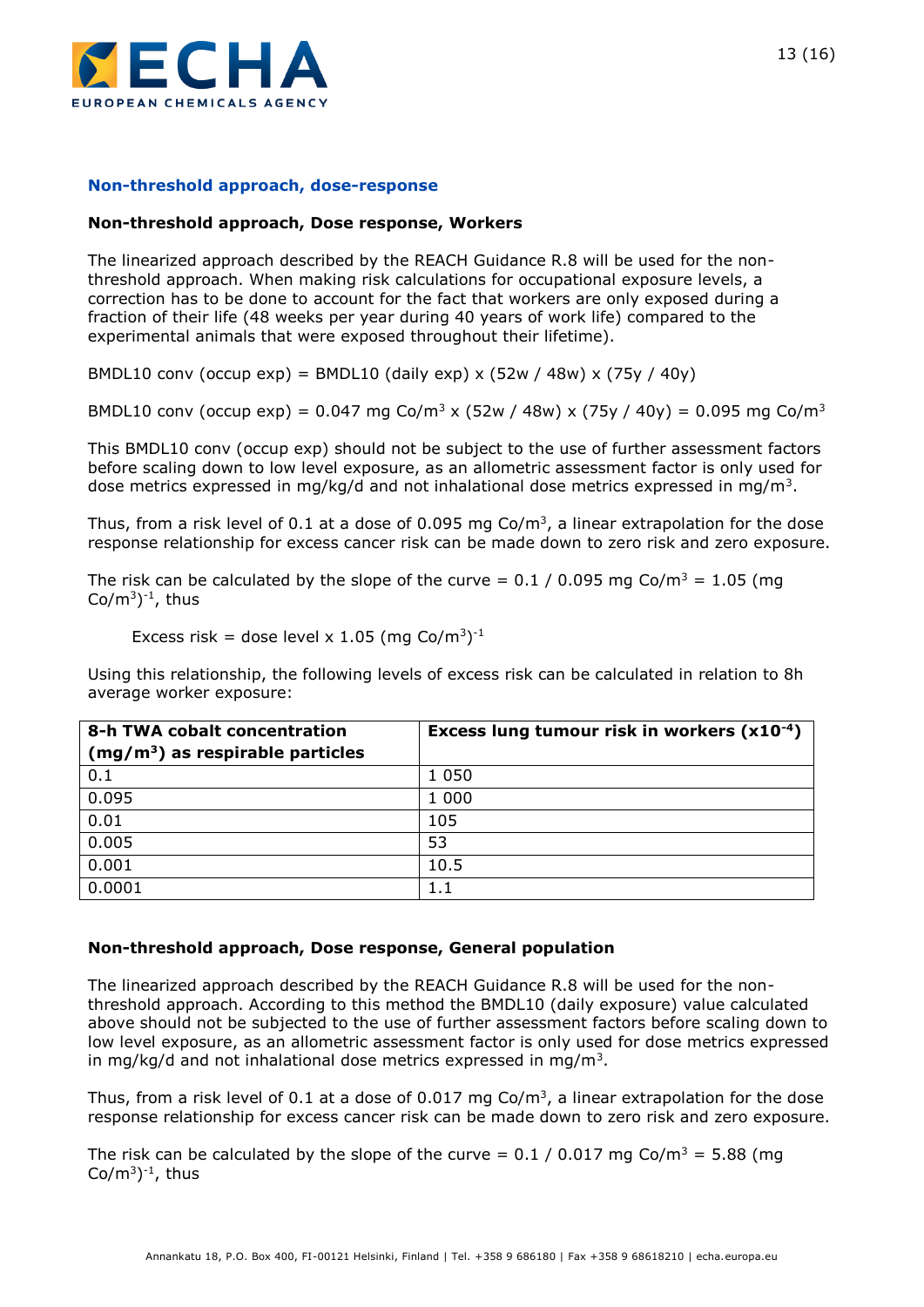## Non-threshold approach, dose-response

### Non-threshold approach, Dose response, Workers

The linearized approach described by the REACH Guidance R.8 will be used for the non-threshold approach. When making risk calculations for occupational exposure levels, a correction has to be done to account for the fact that workers are only exposed during a fraction of their life (48 weeks per year during 40 years of work life) compared to the experimental animals that were exposed throughout their lifetime).

BMDL10 conv (occup exp) = BMDL10 (daily exp) x (52w / 48w) x (75y / 40y)

BMDL10 conv (occup exp) = 0.047 mg Co/m$^3$ x (52w / 48w) x (75y / 40y) = 0.095 mg Co/m$^3$

This BMDL10 conv (occup exp) should not be subject to the use of further assessment factors before scaling down to low level exposure, as an allometric assessment factor is only used for dose metrics expressed in mg/kg/d and not inhalational dose metrics expressed in mg/m$^3$.

Thus, from a risk level of 0.1 at a dose of 0.095 mg Co/m$^3$, a linear extrapolation for the dose response relationship for excess cancer risk can be made down to zero risk and zero exposure.

The risk can be calculated by the slope of the curve = 0.1 / 0.095 mg Co/m$^3$ = 1.05 (mg Co/m$^3$)$^{-1}$, thus

Excess risk = dose level x 1.05 (mg Co/m$^3$)$^{-1}$

Using this relationship, the following levels of excess risk can be calculated in relation to 8h average worker exposure:

| 8-h TWA cobalt concentration (mg/m$^3$) as respirable particles | Excess lung tumour risk in workers (x10$^{-4}$) |
|---|---|
| 0.1 | 1 050 |
| 0.095 | 1 000 |
| 0.01 | 105 |
| 0.005 | 53 |
| 0.001 | 10.5 |
| 0.0001 | 1.1 |

### Non-threshold approach, Dose response, General population

The linearized approach described by the REACH Guidance R.8 will be used for the non-threshold approach. According to this method the BMDL10 (daily exposure) value calculated above should not be subjected to the use of further assessment factors before scaling down to low level exposure, as an allometric assessment factor is only used for dose metrics expressed in mg/kg/d and not inhalational dose metrics expressed in mg/m$^3$.

Thus, from a risk level of 0.1 at a dose of 0.017 mg Co/m$^3$, a linear extrapolation for the dose response relationship for excess cancer risk can be made down to zero risk and zero exposure.

The risk can be calculated by the slope of the curve = 0.1 / 0.017 mg Co/m$^3$ = 5.88 (mg Co/m$^3$)$^{-1}$, thus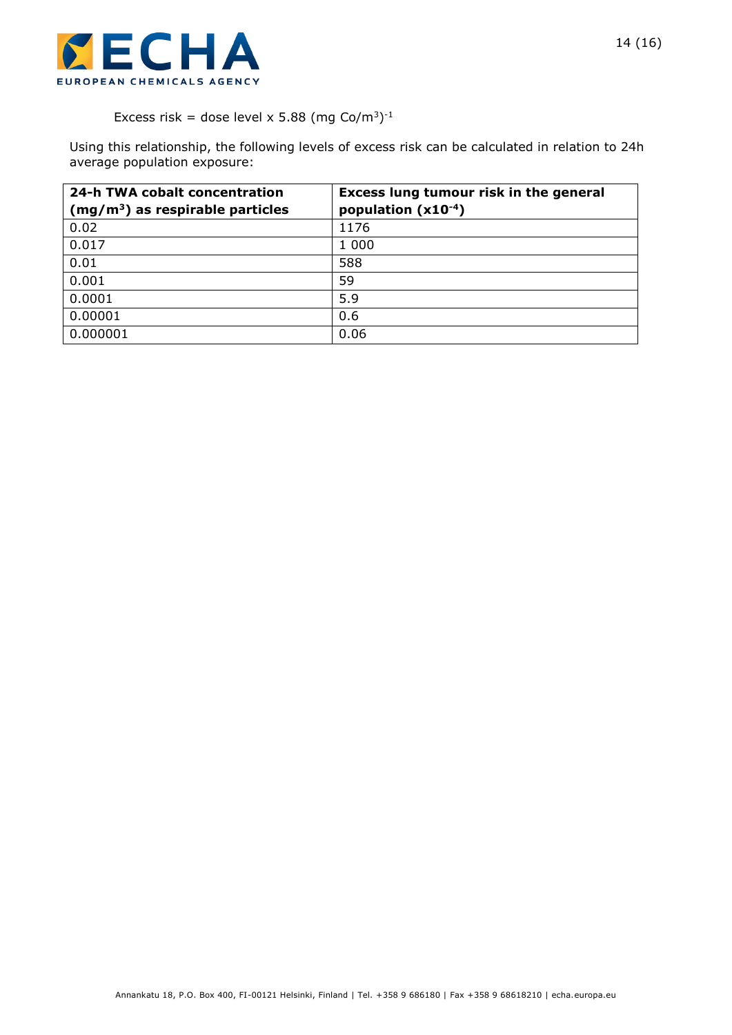Excess risk = dose level x 5.88 (mg Co/m$^3$)$^{-1}$

Using this relationship, the following levels of excess risk can be calculated in relation to 24h average population exposure:

| **24-h TWA cobalt concentration (mg/m$^3$) as respirable particles** | **Excess lung tumour risk in the general population (x10$^{-4}$)** |
|---|---|
| 0.02 | 1176 |
| 0.017 | 1 000 |
| 0.01 | 588 |
| 0.001 | 59 |
| 0.0001 | 5.9 |
| 0.00001 | 0.6 |
| 0.000001 | 0.06 |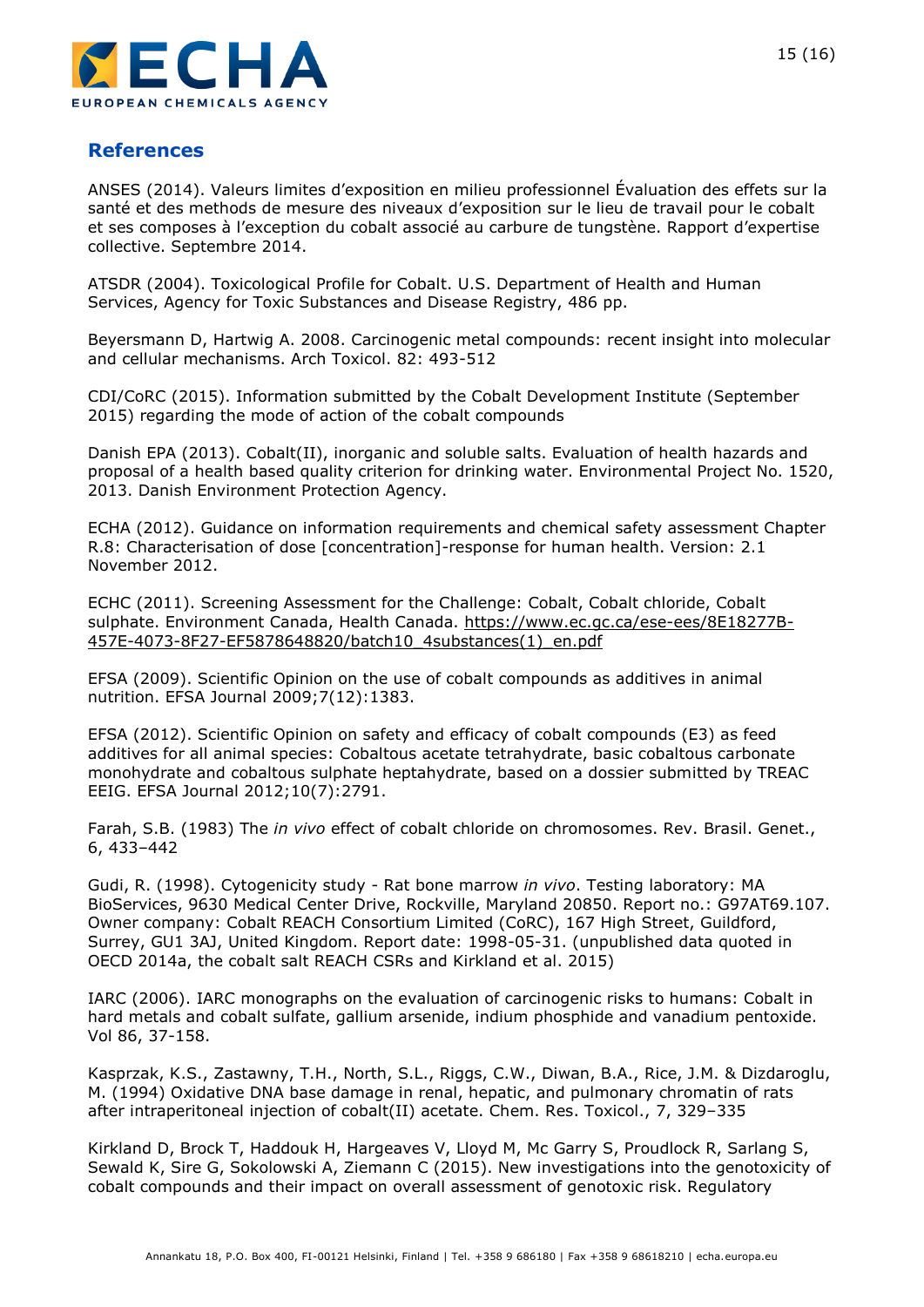## References

ANSES (2014). Valeurs limites d'exposition en milieu professionnel Évaluation des effets sur la santé et des methods de mesure des niveaux d'exposition sur le lieu de travail pour le cobalt et ses composes à l'exception du cobalt associé au carbure de tungstène. Rapport d'expertise collective. Septembre 2014.

ATSDR (2004). Toxicological Profile for Cobalt. U.S. Department of Health and Human Services, Agency for Toxic Substances and Disease Registry, 486 pp.

Beyersmann D, Hartwig A. 2008. Carcinogenic metal compounds: recent insight into molecular and cellular mechanisms. Arch Toxicol. 82: 493-512

CDI/CoRC (2015). Information submitted by the Cobalt Development Institute (September 2015) regarding the mode of action of the cobalt compounds

Danish EPA (2013). Cobalt(II), inorganic and soluble salts. Evaluation of health hazards and proposal of a health based quality criterion for drinking water. Environmental Project No. 1520, 2013. Danish Environment Protection Agency.

ECHA (2012). Guidance on information requirements and chemical safety assessment Chapter R.8: Characterisation of dose [concentration]-response for human health. Version: 2.1 November 2012.

ECHC (2011). Screening Assessment for the Challenge: Cobalt, Cobalt chloride, Cobalt sulphate. Environment Canada, Health Canada. https://www.ec.gc.ca/ese-ees/8E18277B-457E-4073-8F27-EF5878648820/batch10_4substances(1)_en.pdf

EFSA (2009). Scientific Opinion on the use of cobalt compounds as additives in animal nutrition. EFSA Journal 2009;7(12):1383.

EFSA (2012). Scientific Opinion on safety and efficacy of cobalt compounds (E3) as feed additives for all animal species: Cobaltous acetate tetrahydrate, basic cobaltous carbonate monohydrate and cobaltous sulphate heptahydrate, based on a dossier submitted by TREAC EEIG. EFSA Journal 2012;10(7):2791.

Farah, S.B. (1983) The *in vivo* effect of cobalt chloride on chromosomes. Rev. Brasil. Genet., 6, 433–442

Gudi, R. (1998). Cytogenicity study - Rat bone marrow *in vivo*. Testing laboratory: MA BioServices, 9630 Medical Center Drive, Rockville, Maryland 20850. Report no.: G97AT69.107. Owner company: Cobalt REACH Consortium Limited (CoRC), 167 High Street, Guildford, Surrey, GU1 3AJ, United Kingdom. Report date: 1998-05-31. (unpublished data quoted in OECD 2014a, the cobalt salt REACH CSRs and Kirkland et al. 2015)

IARC (2006). IARC monographs on the evaluation of carcinogenic risks to humans: Cobalt in hard metals and cobalt sulfate, gallium arsenide, indium phosphide and vanadium pentoxide. Vol 86, 37-158.

Kasprzak, K.S., Zastawny, T.H., North, S.L., Riggs, C.W., Diwan, B.A., Rice, J.M. & Dizdaroglu, M. (1994) Oxidative DNA base damage in renal, hepatic, and pulmonary chromatin of rats after intraperitoneal injection of cobalt(II) acetate. Chem. Res. Toxicol., 7, 329–335

Kirkland D, Brock T, Haddouk H, Hargeaves V, Lloyd M, Mc Garry S, Proudlock R, Sarlang S, Sewald K, Sire G, Sokolowski A, Ziemann C (2015). New investigations into the genotoxicity of cobalt compounds and their impact on overall assessment of genotoxic risk. Regulatory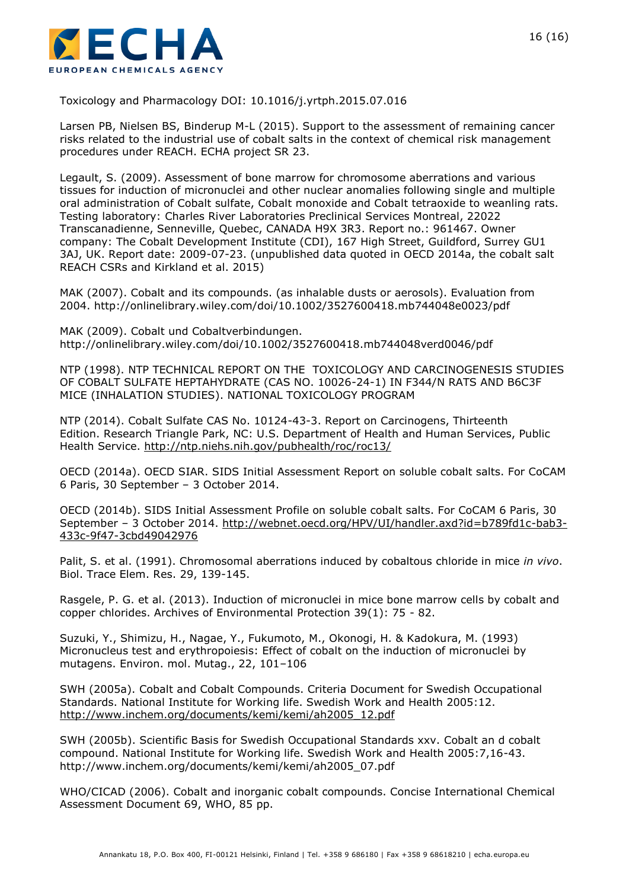Toxicology and Pharmacology DOI: 10.1016/j.yrtph.2015.07.016

Larsen PB, Nielsen BS, Binderup M-L (2015). Support to the assessment of remaining cancer risks related to the industrial use of cobalt salts in the context of chemical risk management procedures under REACH. ECHA project SR 23.

Legault, S. (2009). Assessment of bone marrow for chromosome aberrations and various tissues for induction of micronuclei and other nuclear anomalies following single and multiple oral administration of Cobalt sulfate, Cobalt monoxide and Cobalt tetraoxide to weanling rats. Testing laboratory: Charles River Laboratories Preclinical Services Montreal, 22022 Transcanadienne, Senneville, Quebec, CANADA H9X 3R3. Report no.: 961467. Owner company: The Cobalt Development Institute (CDI), 167 High Street, Guildford, Surrey GU1 3AJ, UK. Report date: 2009-07-23. (unpublished data quoted in OECD 2014a, the cobalt salt REACH CSRs and Kirkland et al. 2015)

MAK (2007). Cobalt and its compounds. (as inhalable dusts or aerosols). Evaluation from 2004. http://onlinelibrary.wiley.com/doi/10.1002/3527600418.mb744048e0023/pdf

MAK (2009). Cobalt und Cobaltverbindungen. http://onlinelibrary.wiley.com/doi/10.1002/3527600418.mb744048verd0046/pdf

NTP (1998). NTP TECHNICAL REPORT ON THE TOXICOLOGY AND CARCINOGENESIS STUDIES OF COBALT SULFATE HEPTAHYDRATE (CAS NO. 10026-24-1) IN F344/N RATS AND B6C3F MICE (INHALATION STUDIES). NATIONAL TOXICOLOGY PROGRAM

NTP (2014). Cobalt Sulfate CAS No. 10124-43-3. Report on Carcinogens, Thirteenth Edition. Research Triangle Park, NC: U.S. Department of Health and Human Services, Public Health Service. http://ntp.niehs.nih.gov/pubhealth/roc/roc13/

OECD (2014a). OECD SIAR. SIDS Initial Assessment Report on soluble cobalt salts. For CoCAM 6 Paris, 30 September – 3 October 2014.

OECD (2014b). SIDS Initial Assessment Profile on soluble cobalt salts. For CoCAM 6 Paris, 30 September – 3 October 2014. http://webnet.oecd.org/HPV/UI/handler.axd?id=b789fd1c-bab3-433c-9f47-3cbd49042976

Palit, S. et al. (1991). Chromosomal aberrations induced by cobaltous chloride in mice *in vivo*. Biol. Trace Elem. Res. 29, 139-145.

Rasgele, P. G. et al. (2013). Induction of micronuclei in mice bone marrow cells by cobalt and copper chlorides. Archives of Environmental Protection 39(1): 75 - 82.

Suzuki, Y., Shimizu, H., Nagae, Y., Fukumoto, M., Okonogi, H. & Kadokura, M. (1993) Micronucleus test and erythropoiesis: Effect of cobalt on the induction of micronuclei by mutagens. Environ. mol. Mutag., 22, 101–106

SWH (2005a). Cobalt and Cobalt Compounds. Criteria Document for Swedish Occupational Standards. National Institute for Working life. Swedish Work and Health 2005:12. http://www.inchem.org/documents/kemi/kemi/ah2005_12.pdf

SWH (2005b). Scientific Basis for Swedish Occupational Standards xxv. Cobalt an d cobalt compound. National Institute for Working life. Swedish Work and Health 2005:7,16-43. http://www.inchem.org/documents/kemi/kemi/ah2005_07.pdf

WHO/CICAD (2006). Cobalt and inorganic cobalt compounds. Concise International Chemical Assessment Document 69, WHO, 85 pp.